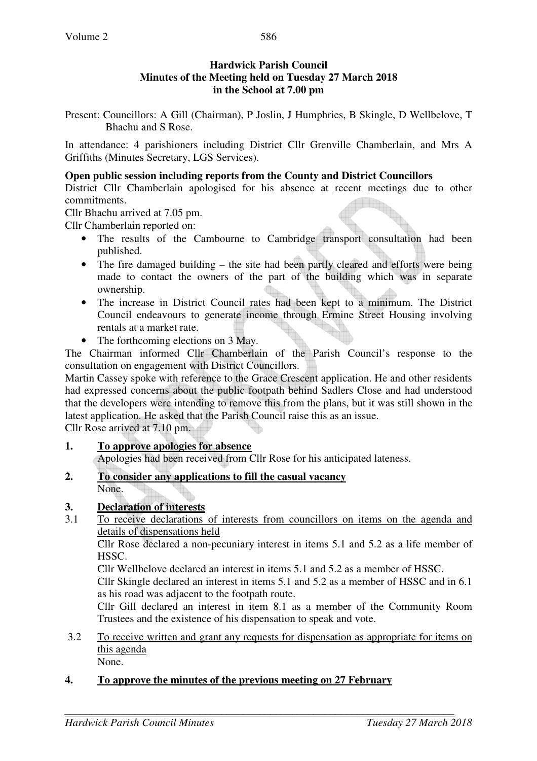**Hardwick Parish Council**
**Minutes of the Meeting held on Tuesday 27 March 2018**
**in the School at 7.00 pm**

Present: Councillors: A Gill (Chairman), P Joslin, J Humphries, B Skingle, D Wellbelove, T Bhachu and S Rose.

In attendance: 4 parishioners including District Cllr Grenville Chamberlain, and Mrs A Griffiths (Minutes Secretary, LGS Services).

**Open public session including reports from the County and District Councillors**

District Cllr Chamberlain apologised for his absence at recent meetings due to other commitments.

Cllr Bhachu arrived at 7.05 pm.

Cllr Chamberlain reported on:

- The results of the Cambourne to Cambridge transport consultation had been published.
- The fire damaged building – the site had been partly cleared and efforts were being made to contact the owners of the part of the building which was in separate ownership.
- The increase in District Council rates had been kept to a minimum. The District Council endeavours to generate income through Ermine Street Housing involving rentals at a market rate.
- The forthcoming elections on 3 May.

The Chairman informed Cllr Chamberlain of the Parish Council's response to the consultation on engagement with District Councillors.

Martin Cassey spoke with reference to the Grace Crescent application. He and other residents had expressed concerns about the public footpath behind Sadlers Close and had understood that the developers were intending to remove this from the plans, but it was still shown in the latest application. He asked that the Parish Council raise this as an issue.

Cllr Rose arrived at 7.10 pm.

## 1. To approve apologies for absence

Apologies had been received from Cllr Rose for his anticipated lateness.

## 2. To consider any applications to fill the casual vacancy

None.

## 3. Declaration of interests

3.1 To receive declarations of interests from councillors on items on the agenda and details of dispensations held

Cllr Rose declared a non-pecuniary interest in items 5.1 and 5.2 as a life member of HSSC.

Cllr Wellbelove declared an interest in items 5.1 and 5.2 as a member of HSSC.

Cllr Skingle declared an interest in items 5.1 and 5.2 as a member of HSSC and in 6.1 as his road was adjacent to the footpath route.

Cllr Gill declared an interest in item 8.1 as a member of the Community Room Trustees and the existence of his dispensation to speak and vote.

3.2 To receive written and grant any requests for dispensation as appropriate for items on this agenda

None.

## 4. To approve the minutes of the previous meeting on 27 February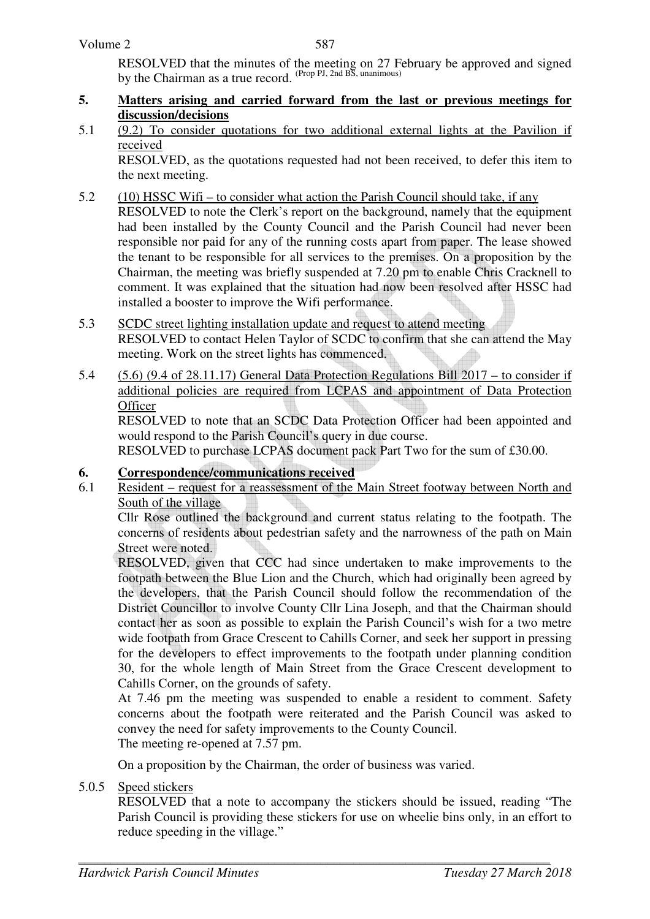RESOLVED that the minutes of the meeting on 27 February be approved and signed by the Chairman as a true record. (Prop PJ, 2nd BS, unanimous)

**5. Matters arising and carried forward from the last or previous meetings for discussion/decisions**

5.1 (9.2) To consider quotations for two additional external lights at the Pavilion if received

RESOLVED, as the quotations requested had not been received, to defer this item to the next meeting.

5.2 (10) HSSC Wifi – to consider what action the Parish Council should take, if any

RESOLVED to note the Clerk's report on the background, namely that the equipment had been installed by the County Council and the Parish Council had never been responsible nor paid for any of the running costs apart from paper. The lease showed the tenant to be responsible for all services to the premises. On a proposition by the Chairman, the meeting was briefly suspended at 7.20 pm to enable Chris Cracknell to comment. It was explained that the situation had now been resolved after HSSC had installed a booster to improve the Wifi performance.

5.3 SCDC street lighting installation update and request to attend meeting

RESOLVED to contact Helen Taylor of SCDC to confirm that she can attend the May meeting. Work on the street lights has commenced.

5.4 (5.6) (9.4 of 28.11.17) General Data Protection Regulations Bill 2017 – to consider if additional policies are required from LCPAS and appointment of Data Protection Officer

RESOLVED to note that an SCDC Data Protection Officer had been appointed and would respond to the Parish Council's query in due course.

RESOLVED to purchase LCPAS document pack Part Two for the sum of £30.00.

**6. Correspondence/communications received**

6.1 Resident – request for a reassessment of the Main Street footway between North and South of the village

Cllr Rose outlined the background and current status relating to the footpath. The concerns of residents about pedestrian safety and the narrowness of the path on Main Street were noted.

RESOLVED, given that CCC had since undertaken to make improvements to the footpath between the Blue Lion and the Church, which had originally been agreed by the developers, that the Parish Council should follow the recommendation of the District Councillor to involve County Cllr Lina Joseph, and that the Chairman should contact her as soon as possible to explain the Parish Council's wish for a two metre wide footpath from Grace Crescent to Cahills Corner, and seek her support in pressing for the developers to effect improvements to the footpath under planning condition 30, for the whole length of Main Street from the Grace Crescent development to Cahills Corner, on the grounds of safety.

At 7.46 pm the meeting was suspended to enable a resident to comment. Safety concerns about the footpath were reiterated and the Parish Council was asked to convey the need for safety improvements to the County Council.

The meeting re-opened at 7.57 pm.

On a proposition by the Chairman, the order of business was varied.

5.0.5 Speed stickers

RESOLVED that a note to accompany the stickers should be issued, reading "The Parish Council is providing these stickers for use on wheelie bins only, in an effort to reduce speeding in the village."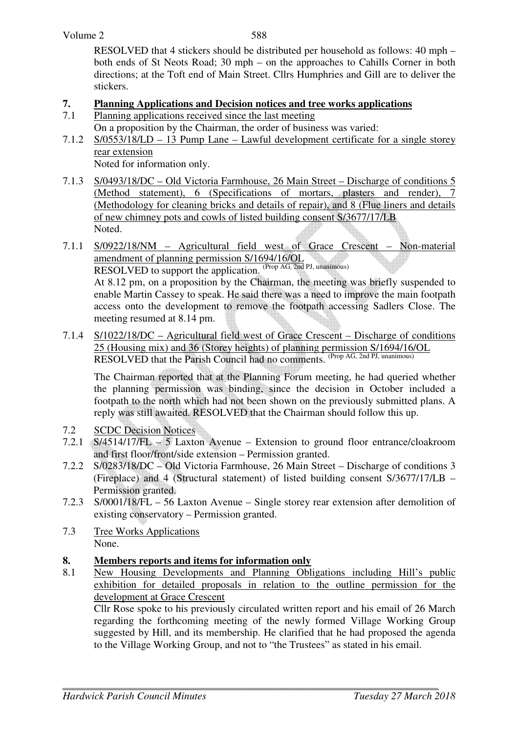RESOLVED that 4 stickers should be distributed per household as follows: 40 mph – both ends of St Neots Road; 30 mph – on the approaches to Cahills Corner in both directions; at the Toft end of Main Street. Cllrs Humphries and Gill are to deliver the stickers.

## 7. Planning Applications and Decision notices and tree works applications

7.1 Planning applications received since the last meeting

On a proposition by the Chairman, the order of business was varied:

7.1.2 S/0553/18/LD – 13 Pump Lane – Lawful development certificate for a single storey rear extension

Noted for information only.

7.1.3 S/0493/18/DC – Old Victoria Farmhouse, 26 Main Street – Discharge of conditions 5 (Method statement), 6 (Specifications of mortars, plasters and render), 7 (Methodology for cleaning bricks and details of repair), and 8 (Flue liners and details of new chimney pots and cowls of listed building consent S/3677/17/LB

Noted.

7.1.1 S/0922/18/NM – Agricultural field west of Grace Crescent – Non-material amendment of planning permission S/1694/16/OL

RESOLVED to support the application. (Prop AG, 2nd PJ, unanimous)

At 8.12 pm, on a proposition by the Chairman, the meeting was briefly suspended to enable Martin Cassey to speak. He said there was a need to improve the main footpath access onto the development to remove the footpath accessing Sadlers Close. The meeting resumed at 8.14 pm.

7.1.4 S/1022/18/DC – Agricultural field west of Grace Crescent – Discharge of conditions 25 (Housing mix) and 36 (Storey heights) of planning permission S/1694/16/OL

RESOLVED that the Parish Council had no comments. (Prop AG, 2nd PJ, unanimous)

The Chairman reported that at the Planning Forum meeting, he had queried whether the planning permission was binding, since the decision in October included a footpath to the north which had not been shown on the previously submitted plans. A reply was still awaited. RESOLVED that the Chairman should follow this up.

7.2 SCDC Decision Notices

7.2.1 S/4514/17/FL – 5 Laxton Avenue – Extension to ground floor entrance/cloakroom and first floor/front/side extension – Permission granted.

7.2.2 S/0283/18/DC – Old Victoria Farmhouse, 26 Main Street – Discharge of conditions 3 (Fireplace) and 4 (Structural statement) of listed building consent S/3677/17/LB – Permission granted.

7.2.3 S/0001/18/FL – 56 Laxton Avenue – Single storey rear extension after demolition of existing conservatory – Permission granted.

7.3 Tree Works Applications

None.

## 8. Members reports and items for information only

8.1 New Housing Developments and Planning Obligations including Hill's public exhibition for detailed proposals in relation to the outline permission for the development at Grace Crescent

Cllr Rose spoke to his previously circulated written report and his email of 26 March regarding the forthcoming meeting of the newly formed Village Working Group suggested by Hill, and its membership. He clarified that he had proposed the agenda to the Village Working Group, and not to "the Trustees" as stated in his email.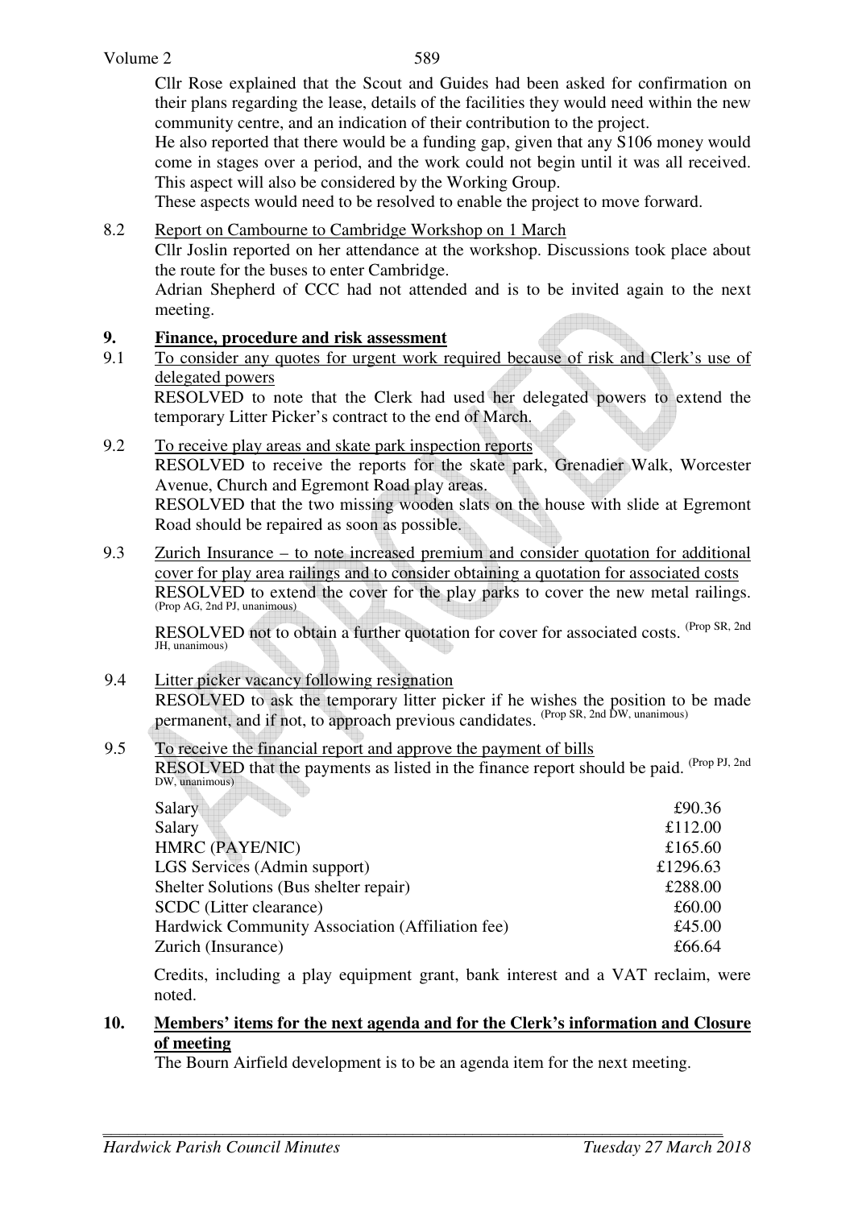Cllr Rose explained that the Scout and Guides had been asked for confirmation on their plans regarding the lease, details of the facilities they would need within the new community centre, and an indication of their contribution to the project.

He also reported that there would be a funding gap, given that any S106 money would come in stages over a period, and the work could not begin until it was all received. This aspect will also be considered by the Working Group.

These aspects would need to be resolved to enable the project to move forward.

8.2 <u>Report on Cambourne to Cambridge Workshop on 1 March</u>

Cllr Joslin reported on her attendance at the workshop. Discussions took place about the route for the buses to enter Cambridge.

Adrian Shepherd of CCC had not attended and is to be invited again to the next meeting.

## 9. Finance, procedure and risk assessment

9.1 <u>To consider any quotes for urgent work required because of risk and Clerk's use of delegated powers</u>

RESOLVED to note that the Clerk had used her delegated powers to extend the temporary Litter Picker's contract to the end of March.

9.2 <u>To receive play areas and skate park inspection reports</u>

RESOLVED to receive the reports for the skate park, Grenadier Walk, Worcester Avenue, Church and Egremont Road play areas.

RESOLVED that the two missing wooden slats on the house with slide at Egremont Road should be repaired as soon as possible.

9.3 <u>Zurich Insurance – to note increased premium and consider quotation for additional cover for play area railings and to consider obtaining a quotation for associated costs</u>

RESOLVED to extend the cover for the play parks to cover the new metal railings. (Prop AG, 2nd PJ, unanimous)

RESOLVED not to obtain a further quotation for cover for associated costs. (Prop SR, 2nd JH, unanimous)

9.4 <u>Litter picker vacancy following resignation</u>

RESOLVED to ask the temporary litter picker if he wishes the position to be made permanent, and if not, to approach previous candidates. (Prop SR, 2nd DW, unanimous)

9.5 <u>To receive the financial report and approve the payment of bills</u>

RESOLVED that the payments as listed in the finance report should be paid. (Prop PJ, 2nd DW, unanimous)

| | |
|---|---|
| Salary | £90.36 |
| Salary | £112.00 |
| HMRC (PAYE/NIC) | £165.60 |
| LGS Services (Admin support) | £1296.63 |
| Shelter Solutions (Bus shelter repair) | £288.00 |
| SCDC (Litter clearance) | £60.00 |
| Hardwick Community Association (Affiliation fee) | £45.00 |
| Zurich (Insurance) | £66.64 |

Credits, including a play equipment grant, bank interest and a VAT reclaim, were noted.

## 10. Members' items for the next agenda and for the Clerk's information and Closure of meeting

The Bourn Airfield development is to be an agenda item for the next meeting.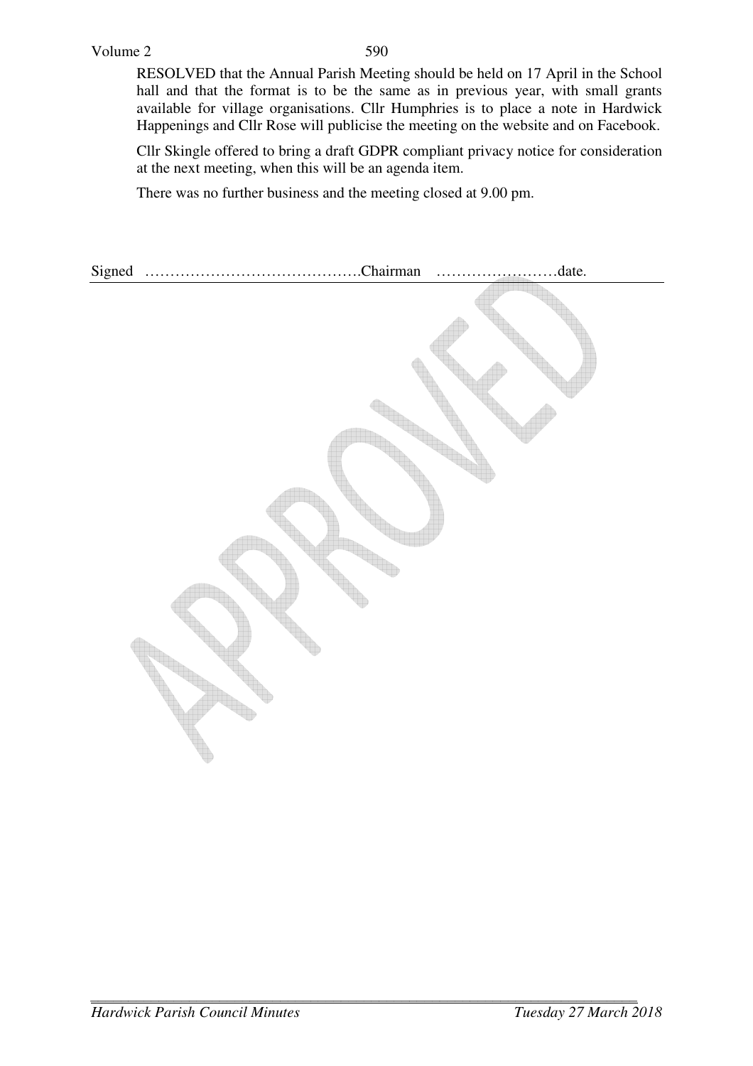RESOLVED that the Annual Parish Meeting should be held on 17 April in the School hall and that the format is to be the same as in previous year, with small grants available for village organisations. Cllr Humphries is to place a note in Hardwick Happenings and Cllr Rose will publicise the meeting on the website and on Facebook.

Cllr Skingle offered to bring a draft GDPR compliant privacy notice for consideration at the next meeting, when this will be an agenda item.

There was no further business and the meeting closed at 9.00 pm.

Signed …………………………………….Chairman ……………………date.